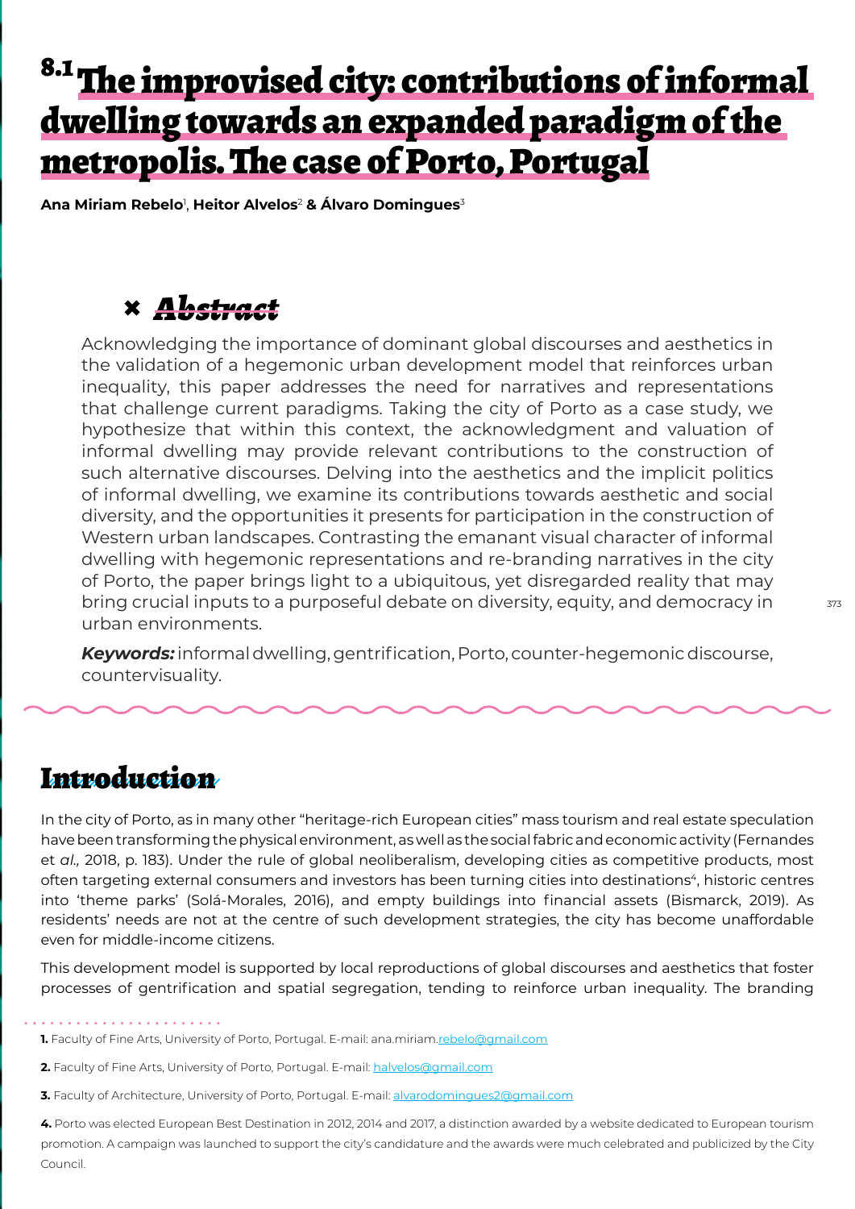# 8.1 The improvised city: contributions of informal dwelling towards an expanded paradigm of the metropolis. The case of Porto, Portugal

**Ana Miriam Rebelo**[1], **Heitor Alvelos**[2] **& Álvaro Domingues**[3]

## Abstract

Acknowledging the importance of dominant global discourses and aesthetics in the validation of a hegemonic urban development model that reinforces urban inequality, this paper addresses the need for narratives and representations that challenge current paradigms. Taking the city of Porto as a case study, we hypothesize that within this context, the acknowledgment and valuation of informal dwelling may provide relevant contributions to the construction of such alternative discourses. Delving into the aesthetics and the implicit politics of informal dwelling, we examine its contributions towards aesthetic and social diversity, and the opportunities it presents for participation in the construction of Western urban landscapes. Contrasting the emanant visual character of informal dwelling with hegemonic representations and re-branding narratives in the city of Porto, the paper brings light to a ubiquitous, yet disregarded reality that may bring crucial inputs to a purposeful debate on diversity, equity, and democracy in urban environments.

***Keywords:*** informal dwelling, gentrification, Porto, counter-hegemonic discourse, countervisuality.

## Introduction

In the city of Porto, as in many other "heritage-rich European cities" mass tourism and real estate speculation have been transforming the physical environment, as well as the social fabric and economic activity (Fernandes et *al.,* 2018, p. 183). Under the rule of global neoliberalism, developing cities as competitive products, most often targeting external consumers and investors has been turning cities into destinations[4], historic centres into 'theme parks' (Solá-Morales, 2016), and empty buildings into financial assets (Bismarck, 2019). As residents' needs are not at the centre of such development strategies, the city has become unaffordable even for middle-income citizens.

This development model is supported by local reproductions of global discourses and aesthetics that foster processes of gentrification and spatial segregation, tending to reinforce urban inequality. The branding

---

**1.** Faculty of Fine Arts, University of Porto, Portugal. E-mail: ana.miriam.rebelo@gmail.com

**2.** Faculty of Fine Arts, University of Porto, Portugal. E-mail: halvelos@gmail.com

**3.** Faculty of Architecture, University of Porto, Portugal. E-mail: alvarodomingues2@gmail.com

**4.** Porto was elected European Best Destination in 2012, 2014 and 2017, a distinction awarded by a website dedicated to European tourism promotion. A campaign was launched to support the city's candidature and the awards were much celebrated and publicized by the City Council.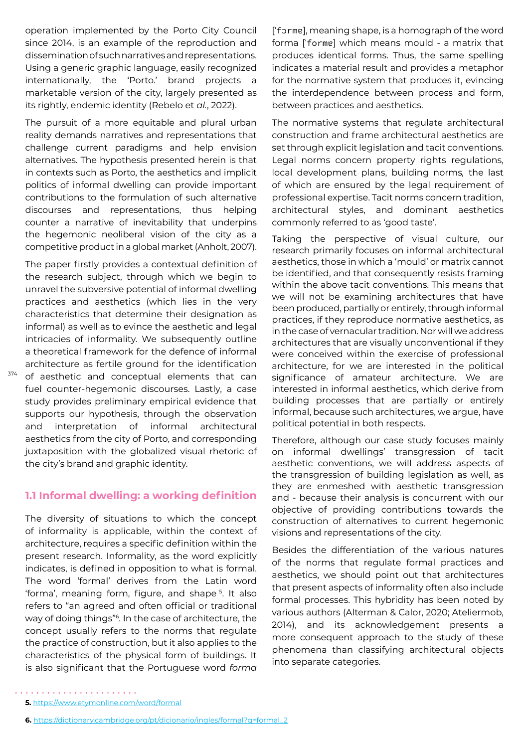operation implemented by the Porto City Council since 2014, is an example of the reproduction and dissemination of such narratives and representations. Using a generic graphic language, easily recognized internationally, the 'Porto.' brand projects a marketable version of the city, largely presented as its rightly, endemic identity (Rebelo et *al.*, 2022).

The pursuit of a more equitable and plural urban reality demands narratives and representations that challenge current paradigms and help envision alternatives. The hypothesis presented herein is that in contexts such as Porto, the aesthetics and implicit politics of informal dwelling can provide important contributions to the formulation of such alternative discourses and representations, thus helping counter a narrative of inevitability that underpins the hegemonic neoliberal vision of the city as a competitive product in a global market (Anholt, 2007).

The paper firstly provides a contextual definition of the research subject, through which we begin to unravel the subversive potential of informal dwelling practices and aesthetics (which lies in the very characteristics that determine their designation as informal) as well as to evince the aesthetic and legal intricacies of informality. We subsequently outline a theoretical framework for the defence of informal architecture as fertile ground for the identification of aesthetic and conceptual elements that can fuel counter-hegemonic discourses. Lastly, a case study provides preliminary empirical evidence that supports our hypothesis, through the observation and interpretation of informal architectural aesthetics from the city of Porto, and corresponding juxtaposition with the globalized visual rhetoric of the city's brand and graphic identity.

## 1.1 Informal dwelling: a working definition

The diversity of situations to which the concept of informality is applicable, within the context of architecture, requires a specific definition within the present research. Informality, as the word explicitly indicates, is defined in opposition to what is formal. The word 'formal' derives from the Latin word 'forma', meaning form, figure, and shape [5]. It also refers to "an agreed and often official or traditional way of doing things"[6]. In the case of architecture, the concept usually refers to the norms that regulate the practice of construction, but it also applies to the characteristics of the physical form of buildings. It is also significant that the Portuguese word *forma* [ˈfɔrmɐ], meaning shape, is a homograph of the word forma [ˈformɐ] which means mould - a matrix that produces identical forms. Thus, the same spelling indicates a material result and provides a metaphor for the normative system that produces it, evincing the interdependence between process and form, between practices and aesthetics.

The normative systems that regulate architectural construction and frame architectural aesthetics are set through explicit legislation and tacit conventions. Legal norms concern property rights regulations, local development plans, building norms, the last of which are ensured by the legal requirement of professional expertise. Tacit norms concern tradition, architectural styles, and dominant aesthetics commonly referred to as 'good taste'.

Taking the perspective of visual culture, our research primarily focuses on informal architectural aesthetics, those in which a 'mould' or matrix cannot be identified, and that consequently resists framing within the above tacit conventions. This means that we will not be examining architectures that have been produced, partially or entirely, through informal practices, if they reproduce normative aesthetics, as in the case of vernacular tradition. Nor will we address architectures that are visually unconventional if they were conceived within the exercise of professional architecture, for we are interested in the political significance of amateur architecture. We are interested in informal aesthetics, which derive from building processes that are partially or entirely informal, because such architectures, we argue, have political potential in both respects.

Therefore, although our case study focuses mainly on informal dwellings' transgression of tacit aesthetic conventions, we will address aspects of the transgression of building legislation as well, as they are enmeshed with aesthetic transgression and - because their analysis is concurrent with our objective of providing contributions towards the construction of alternatives to current hegemonic visions and representations of the city.

Besides the differentiation of the various natures of the norms that regulate formal practices and aesthetics, we should point out that architectures that present aspects of informality often also include formal processes. This hybridity has been noted by various authors (Alterman & Calor, 2020; Ateliermob, 2014), and its acknowledgement presents a more consequent approach to the study of these phenomena than classifying architectural objects into separate categories.

---

**5.** https://www.etymonline.com/word/formal

**6.** https://dictionary.cambridge.org/pt/dicionario/ingles/formal?q=formal_2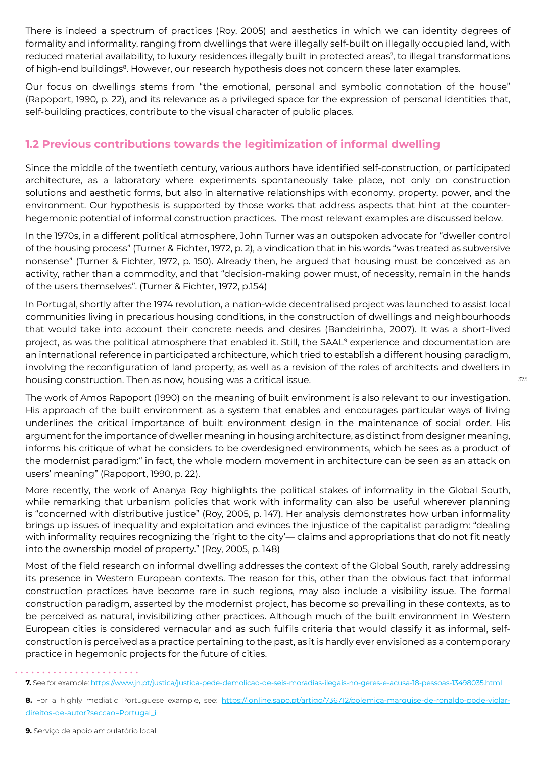There is indeed a spectrum of practices (Roy, 2005) and aesthetics in which we can identity degrees of formality and informality, ranging from dwellings that were illegally self-built on illegally occupied land, with reduced material availability, to luxury residences illegally built in protected areas[7], to illegal transformations of high-end buildings[8]. However, our research hypothesis does not concern these later examples.

Our focus on dwellings stems from "the emotional, personal and symbolic connotation of the house" (Rapoport, 1990, p. 22), and its relevance as a privileged space for the expression of personal identities that, self-building practices, contribute to the visual character of public places.

## 1.2 Previous contributions towards the legitimization of informal dwelling

Since the middle of the twentieth century, various authors have identified self-construction, or participated architecture, as a laboratory where experiments spontaneously take place, not only on construction solutions and aesthetic forms, but also in alternative relationships with economy, property, power, and the environment. Our hypothesis is supported by those works that address aspects that hint at the counter-hegemonic potential of informal construction practices. The most relevant examples are discussed below.

In the 1970s, in a different political atmosphere, John Turner was an outspoken advocate for "dweller control of the housing process" (Turner & Fichter, 1972, p. 2), a vindication that in his words "was treated as subversive nonsense" (Turner & Fichter, 1972, p. 150). Already then, he argued that housing must be conceived as an activity, rather than a commodity, and that "decision-making power must, of necessity, remain in the hands of the users themselves". (Turner & Fichter, 1972, p.154)

In Portugal, shortly after the 1974 revolution, a nation-wide decentralised project was launched to assist local communities living in precarious housing conditions, in the construction of dwellings and neighbourhoods that would take into account their concrete needs and desires (Bandeirinha, 2007). It was a short-lived project, as was the political atmosphere that enabled it. Still, the SAAL[9] experience and documentation are an international reference in participated architecture, which tried to establish a different housing paradigm, involving the reconfiguration of land property, as well as a revision of the roles of architects and dwellers in housing construction. Then as now, housing was a critical issue.

The work of Amos Rapoport (1990) on the meaning of built environment is also relevant to our investigation. His approach of the built environment as a system that enables and encourages particular ways of living underlines the critical importance of built environment design in the maintenance of social order. His argument for the importance of dweller meaning in housing architecture, as distinct from designer meaning, informs his critique of what he considers to be overdesigned environments, which he sees as a product of the modernist paradigm:" in fact, the whole modern movement in architecture can be seen as an attack on users' meaning" (Rapoport, 1990, p. 22).

More recently, the work of Ananya Roy highlights the political stakes of informality in the Global South, while remarking that urbanism policies that work with informality can also be useful wherever planning is "concerned with distributive justice" (Roy, 2005, p. 147). Her analysis demonstrates how urban informality brings up issues of inequality and exploitation and evinces the injustice of the capitalist paradigm: "dealing with informality requires recognizing the 'right to the city'— claims and appropriations that do not fit neatly into the ownership model of property." (Roy, 2005, p. 148)

Most of the field research on informal dwelling addresses the context of the Global South, rarely addressing its presence in Western European contexts. The reason for this, other than the obvious fact that informal construction practices have become rare in such regions, may also include a visibility issue. The formal construction paradigm, asserted by the modernist project, has become so prevailing in these contexts, as to be perceived as natural, invisibilizing other practices. Although much of the built environment in Western European cities is considered vernacular and as such fulfils criteria that would classify it as informal, self-construction is perceived as a practice pertaining to the past, as it is hardly ever envisioned as a contemporary practice in hegemonic projects for the future of cities.

---

**7.** See for example: https://www.jn.pt/justica/justica-pede-demolicao-de-seis-moradias-ilegais-no-geres-e-acusa-18-pessoas-13498035.html

**8.** For a highly mediatic Portuguese example, see: https://ionline.sapo.pt/artigo/736712/polemica-marquise-de-ronaldo-pode-violar-direitos-de-autor?seccao=Portugal_i

**9.** Serviço de apoio ambulatório local.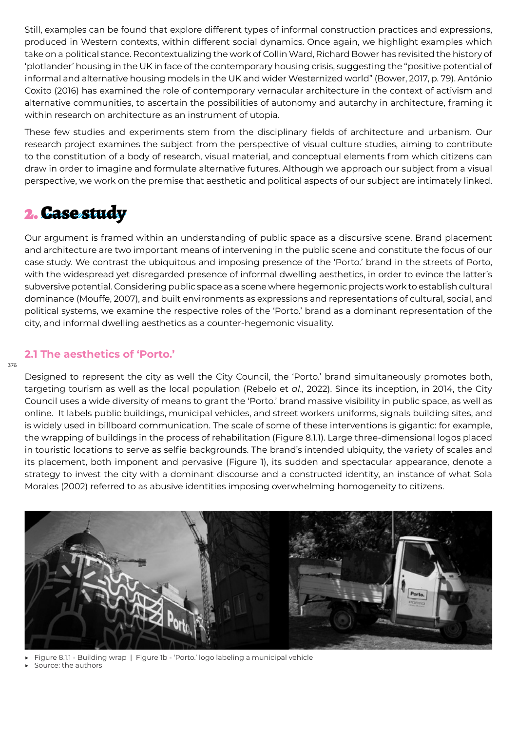Still, examples can be found that explore different types of informal construction practices and expressions, produced in Western contexts, within different social dynamics. Once again, we highlight examples which take on a political stance. Recontextualizing the work of Collin Ward, Richard Bower has revisited the history of 'plotlander' housing in the UK in face of the contemporary housing crisis, suggesting the "positive potential of informal and alternative housing models in the UK and wider Westernized world" (Bower, 2017, p. 79). António Coxito (2016) has examined the role of contemporary vernacular architecture in the context of activism and alternative communities, to ascertain the possibilities of autonomy and autarchy in architecture, framing it within research on architecture as an instrument of utopia.

These few studies and experiments stem from the disciplinary fields of architecture and urbanism. Our research project examines the subject from the perspective of visual culture studies, aiming to contribute to the constitution of a body of research, visual material, and conceptual elements from which citizens can draw in order to imagine and formulate alternative futures. Although we approach our subject from a visual perspective, we work on the premise that aesthetic and political aspects of our subject are intimately linked.

## 2. Case study

Our argument is framed within an understanding of public space as a discursive scene. Brand placement and architecture are two important means of intervening in the public scene and constitute the focus of our case study. We contrast the ubiquitous and imposing presence of the 'Porto.' brand in the streets of Porto, with the widespread yet disregarded presence of informal dwelling aesthetics, in order to evince the latter's subversive potential. Considering public space as a scene where hegemonic projects work to establish cultural dominance (Mouffe, 2007), and built environments as expressions and representations of cultural, social, and political systems, we examine the respective roles of the 'Porto.' brand as a dominant representation of the city, and informal dwelling aesthetics as a counter-hegemonic visuality.

### 2.1 The aesthetics of 'Porto.'

Designed to represent the city as well the City Council, the 'Porto.' brand simultaneously promotes both, targeting tourism as well as the local population (Rebelo et *al*., 2022). Since its inception, in 2014, the City Council uses a wide diversity of means to grant the 'Porto.' brand massive visibility in public space, as well as online. It labels public buildings, municipal vehicles, and street workers uniforms, signals building sites, and is widely used in billboard communication. The scale of some of these interventions is gigantic: for example, the wrapping of buildings in the process of rehabilitation (Figure 8.1.1). Large three-dimensional logos placed in touristic locations to serve as selfie backgrounds. The brand's intended ubiquity, the variety of scales and its placement, both imponent and pervasive (Figure 1), its sudden and spectacular appearance, denote a strategy to invest the city with a dominant discourse and a constructed identity, an instance of what Sola Morales (2002) referred to as abusive identities imposing overwhelming homogeneity to citizens.

- Figure 8.1.1 - Building wrap | Figure 1b - 'Porto.' logo labeling a municipal vehicle
- Source: the authors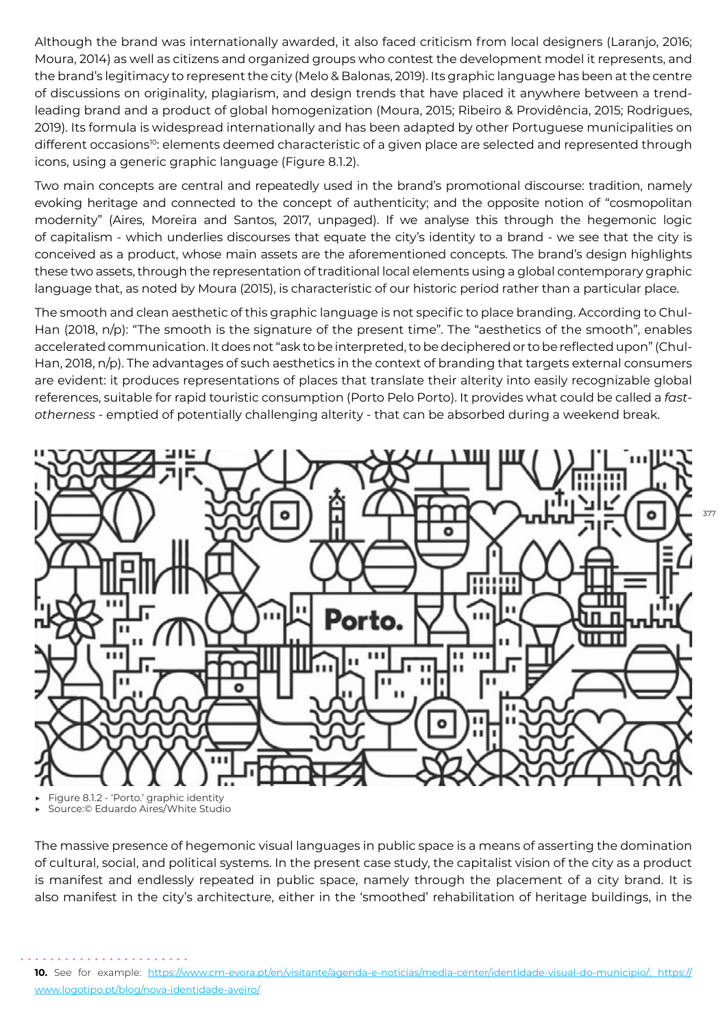Although the brand was internationally awarded, it also faced criticism from local designers (Laranjo, 2016; Moura, 2014) as well as citizens and organized groups who contest the development model it represents, and the brand's legitimacy to represent the city (Melo & Balonas, 2019). Its graphic language has been at the centre of discussions on originality, plagiarism, and design trends that have placed it anywhere between a trend-leading brand and a product of global homogenization (Moura, 2015; Ribeiro & Providência, 2015; Rodrigues, 2019). Its formula is widespread internationally and has been adapted by other Portuguese municipalities on different occasions[10]: elements deemed characteristic of a given place are selected and represented through icons, using a generic graphic language (Figure 8.1.2).

Two main concepts are central and repeatedly used in the brand's promotional discourse: tradition, namely evoking heritage and connected to the concept of authenticity; and the opposite notion of "cosmopolitan modernity" (Aires, Moreira and Santos, 2017, unpaged). If we analyse this through the hegemonic logic of capitalism - which underlies discourses that equate the city's identity to a brand - we see that the city is conceived as a product, whose main assets are the aforementioned concepts. The brand's design highlights these two assets, through the representation of traditional local elements using a global contemporary graphic language that, as noted by Moura (2015), is characteristic of our historic period rather than a particular place.

The smooth and clean aesthetic of this graphic language is not specific to place branding. According to Chul-Han (2018, n/p): "The smooth is the signature of the present time". The "aesthetics of the smooth", enables accelerated communication. It does not "ask to be interpreted, to be deciphered or to be reflected upon" (Chul-Han, 2018, n/p). The advantages of such aesthetics in the context of branding that targets external consumers are evident: it produces representations of places that translate their alterity into easily recognizable global references, suitable for rapid touristic consumption (Porto Pelo Porto). It provides what could be called a *fast-otherness* - emptied of potentially challenging alterity - that can be absorbed during a weekend break.

- Figure 8.1.2 - 'Porto.' graphic identity
- Source:© Eduardo Aires/White Studio

The massive presence of hegemonic visual languages in public space is a means of asserting the domination of cultural, social, and political systems. In the present case study, the capitalist vision of the city as a product is manifest and endlessly repeated in public space, namely through the placement of a city brand. It is also manifest in the city's architecture, either in the 'smoothed' rehabilitation of heritage buildings, in the

---

**10.** See for example: https://www.cm-evora.pt/en/visitante/agenda-e-noticias/media-center/identidade-visual-do-municipio/; https://www.logotipo.pt/blog/nova-identidade-aveiro/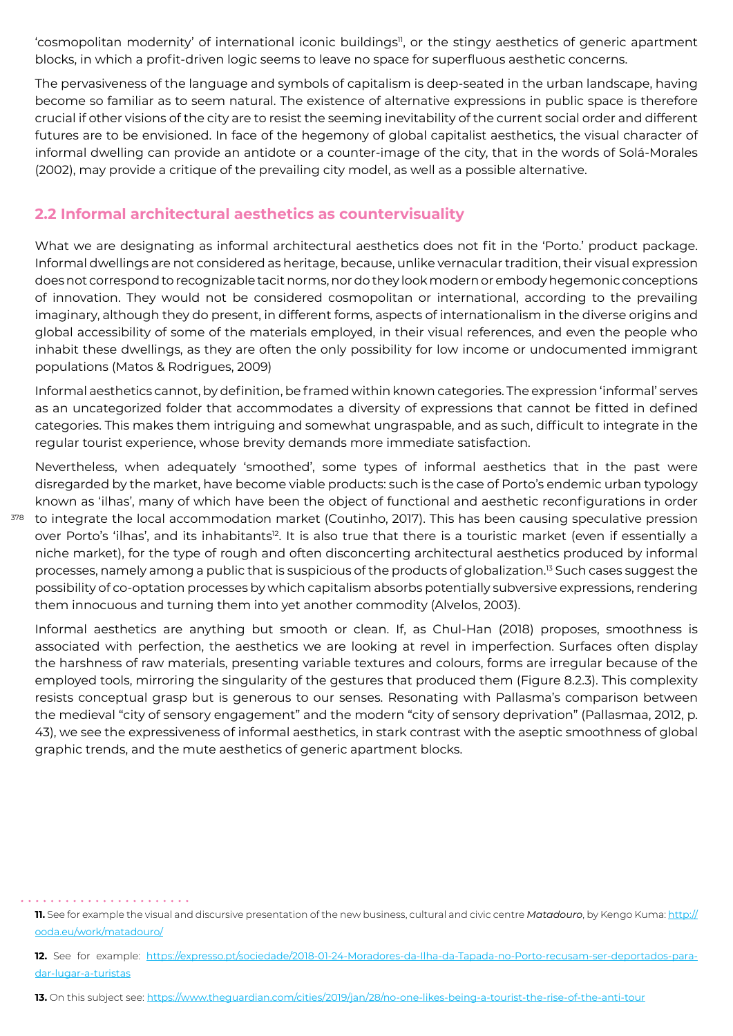'cosmopolitan modernity' of international iconic buildings[11], or the stingy aesthetics of generic apartment blocks, in which a profit-driven logic seems to leave no space for superfluous aesthetic concerns.

The pervasiveness of the language and symbols of capitalism is deep-seated in the urban landscape, having become so familiar as to seem natural. The existence of alternative expressions in public space is therefore crucial if other visions of the city are to resist the seeming inevitability of the current social order and different futures are to be envisioned. In face of the hegemony of global capitalist aesthetics, the visual character of informal dwelling can provide an antidote or a counter-image of the city, that in the words of Solá-Morales (2002), may provide a critique of the prevailing city model, as well as a possible alternative.

## 2.2 Informal architectural aesthetics as countervisuality

What we are designating as informal architectural aesthetics does not fit in the 'Porto.' product package. Informal dwellings are not considered as heritage, because, unlike vernacular tradition, their visual expression does not correspond to recognizable tacit norms, nor do they look modern or embody hegemonic conceptions of innovation. They would not be considered cosmopolitan or international, according to the prevailing imaginary, although they do present, in different forms, aspects of internationalism in the diverse origins and global accessibility of some of the materials employed, in their visual references, and even the people who inhabit these dwellings, as they are often the only possibility for low income or undocumented immigrant populations (Matos & Rodrigues, 2009)

Informal aesthetics cannot, by definition, be framed within known categories. The expression 'informal' serves as an uncategorized folder that accommodates a diversity of expressions that cannot be fitted in defined categories. This makes them intriguing and somewhat ungraspable, and as such, difficult to integrate in the regular tourist experience, whose brevity demands more immediate satisfaction.

Nevertheless, when adequately 'smoothed', some types of informal aesthetics that in the past were disregarded by the market, have become viable products: such is the case of Porto's endemic urban typology known as 'ilhas', many of which have been the object of functional and aesthetic reconfigurations in order to integrate the local accommodation market (Coutinho, 2017). This has been causing speculative pression over Porto's 'ilhas', and its inhabitants[12]. It is also true that there is a touristic market (even if essentially a niche market), for the type of rough and often disconcerting architectural aesthetics produced by informal processes, namely among a public that is suspicious of the products of globalization.[13] Such cases suggest the possibility of co-optation processes by which capitalism absorbs potentially subversive expressions, rendering them innocuous and turning them into yet another commodity (Alvelos, 2003).

Informal aesthetics are anything but smooth or clean. If, as Chul-Han (2018) proposes, smoothness is associated with perfection, the aesthetics we are looking at revel in imperfection. Surfaces often display the harshness of raw materials, presenting variable textures and colours, forms are irregular because of the employed tools, mirroring the singularity of the gestures that produced them (Figure 8.2.3). This complexity resists conceptual grasp but is generous to our senses. Resonating with Pallasma's comparison between the medieval "city of sensory engagement" and the modern "city of sensory deprivation" (Pallasmaa, 2012, p. 43), we see the expressiveness of informal aesthetics, in stark contrast with the aseptic smoothness of global graphic trends, and the mute aesthetics of generic apartment blocks.

**11.** See for example the visual and discursive presentation of the new business, cultural and civic centre *Matadouro*, by Kengo Kuma: http://ooda.eu/work/matadouro/

**12.** See for example: https://expresso.pt/sociedade/2018-01-24-Moradores-da-Ilha-da-Tapada-no-Porto-recusam-ser-deportados-para-dar-lugar-a-turistas

**13.** On this subject see: https://www.theguardian.com/cities/2019/jan/28/no-one-likes-being-a-tourist-the-rise-of-the-anti-tour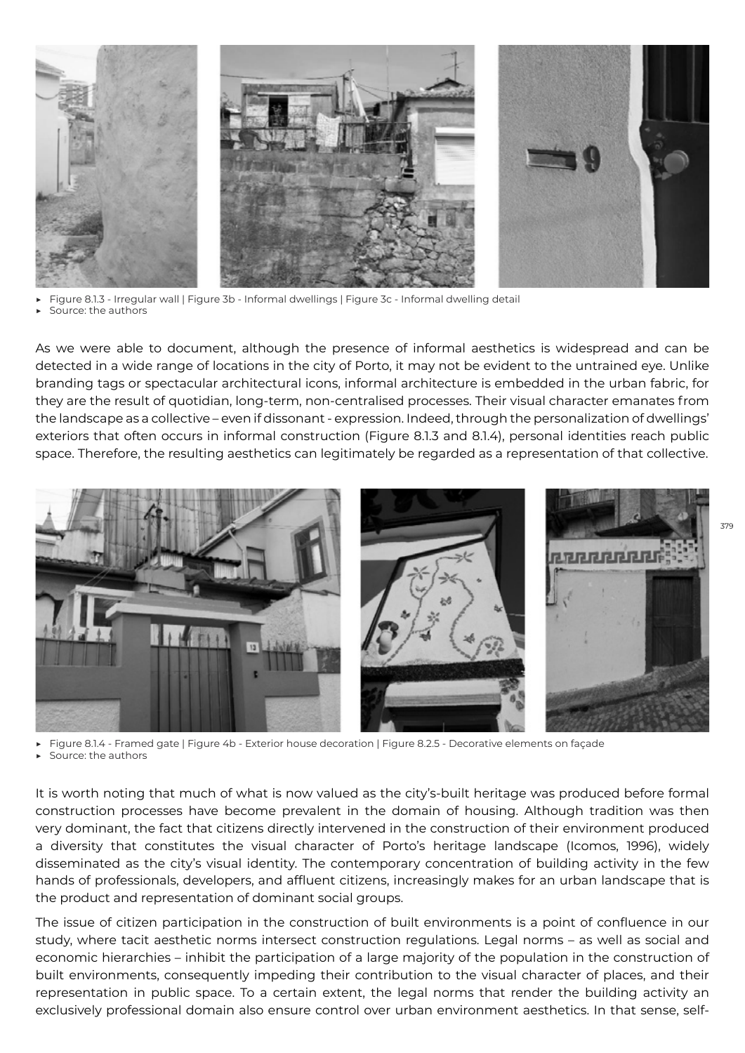- Figure 8.1.3 - Irregular wall | Figure 3b - Informal dwellings | Figure 3c - Informal dwelling detail
- Source: the authors

As we were able to document, although the presence of informal aesthetics is widespread and can be detected in a wide range of locations in the city of Porto, it may not be evident to the untrained eye. Unlike branding tags or spectacular architectural icons, informal architecture is embedded in the urban fabric, for they are the result of quotidian, long-term, non-centralised processes. Their visual character emanates from the landscape as a collective – even if dissonant - expression. Indeed, through the personalization of dwellings' exteriors that often occurs in informal construction (Figure 8.1.3 and 8.1.4), personal identities reach public space. Therefore, the resulting aesthetics can legitimately be regarded as a representation of that collective.

- Figure 8.1.4 - Framed gate | Figure 4b - Exterior house decoration | Figure 8.2.5 - Decorative elements on façade
- Source: the authors

It is worth noting that much of what is now valued as the city's-built heritage was produced before formal construction processes have become prevalent in the domain of housing. Although tradition was then very dominant, the fact that citizens directly intervened in the construction of their environment produced a diversity that constitutes the visual character of Porto's heritage landscape (Icomos, 1996), widely disseminated as the city's visual identity. The contemporary concentration of building activity in the few hands of professionals, developers, and affluent citizens, increasingly makes for an urban landscape that is the product and representation of dominant social groups.

The issue of citizen participation in the construction of built environments is a point of confluence in our study, where tacit aesthetic norms intersect construction regulations. Legal norms – as well as social and economic hierarchies – inhibit the participation of a large majority of the population in the construction of built environments, consequently impeding their contribution to the visual character of places, and their representation in public space. To a certain extent, the legal norms that render the building activity an exclusively professional domain also ensure control over urban environment aesthetics. In that sense, self-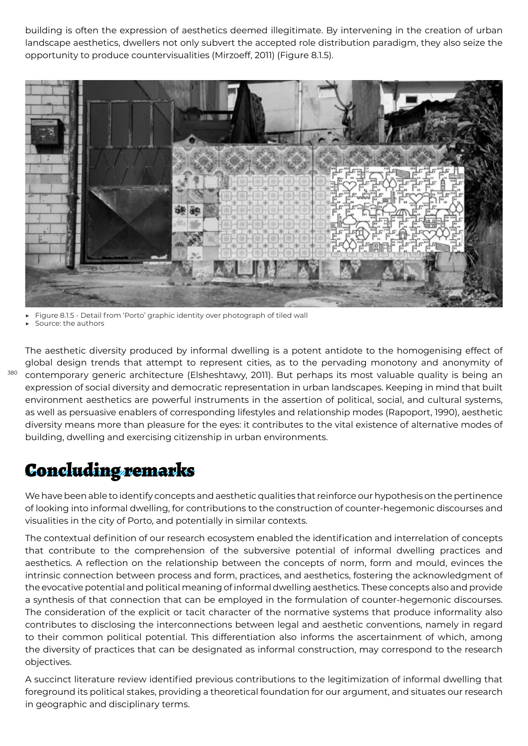building is often the expression of aesthetics deemed illegitimate. By intervening in the creation of urban landscape aesthetics, dwellers not only subvert the accepted role distribution paradigm, they also seize the opportunity to produce countervisualities (Mirzoeff, 2011) (Figure 8.1.5).

- Figure 8.1.5 - Detail from 'Porto' graphic identity over photograph of tiled wall
- Source: the authors

The aesthetic diversity produced by informal dwelling is a potent antidote to the homogenising effect of global design trends that attempt to represent cities, as to the pervading monotony and anonymity of contemporary generic architecture (Elsheshtawy, 2011). But perhaps its most valuable quality is being an expression of social diversity and democratic representation in urban landscapes. Keeping in mind that built environment aesthetics are powerful instruments in the assertion of political, social, and cultural systems, as well as persuasive enablers of corresponding lifestyles and relationship modes (Rapoport, 1990), aesthetic diversity means more than pleasure for the eyes: it contributes to the vital existence of alternative modes of building, dwelling and exercising citizenship in urban environments.

## Concluding remarks

We have been able to identify concepts and aesthetic qualities that reinforce our hypothesis on the pertinence of looking into informal dwelling, for contributions to the construction of counter-hegemonic discourses and visualities in the city of Porto, and potentially in similar contexts.

The contextual definition of our research ecosystem enabled the identification and interrelation of concepts that contribute to the comprehension of the subversive potential of informal dwelling practices and aesthetics. A reflection on the relationship between the concepts of norm, form and mould, evinces the intrinsic connection between process and form, practices, and aesthetics, fostering the acknowledgment of the evocative potential and political meaning of informal dwelling aesthetics. These concepts also and provide a synthesis of that connection that can be employed in the formulation of counter-hegemonic discourses. The consideration of the explicit or tacit character of the normative systems that produce informality also contributes to disclosing the interconnections between legal and aesthetic conventions, namely in regard to their common political potential. This differentiation also informs the ascertainment of which, among the diversity of practices that can be designated as informal construction, may correspond to the research objectives.

A succinct literature review identified previous contributions to the legitimization of informal dwelling that foreground its political stakes, providing a theoretical foundation for our argument, and situates our research in geographic and disciplinary terms.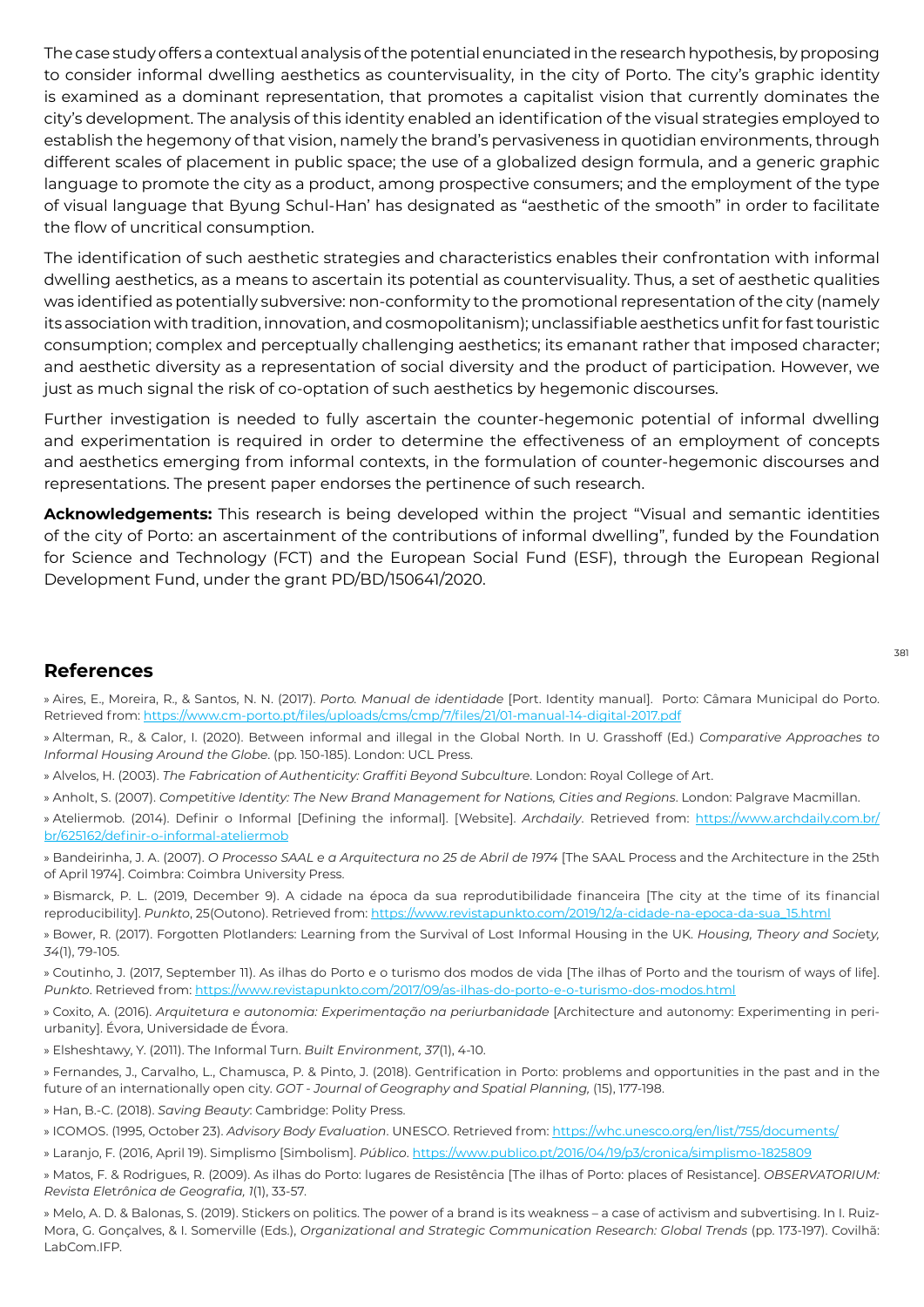The case study offers a contextual analysis of the potential enunciated in the research hypothesis, by proposing to consider informal dwelling aesthetics as countervisuality, in the city of Porto. The city's graphic identity is examined as a dominant representation, that promotes a capitalist vision that currently dominates the city's development. The analysis of this identity enabled an identification of the visual strategies employed to establish the hegemony of that vision, namely the brand's pervasiveness in quotidian environments, through different scales of placement in public space; the use of a globalized design formula, and a generic graphic language to promote the city as a product, among prospective consumers; and the employment of the type of visual language that Byung Schul-Han' has designated as "aesthetic of the smooth" in order to facilitate the flow of uncritical consumption.

The identification of such aesthetic strategies and characteristics enables their confrontation with informal dwelling aesthetics, as a means to ascertain its potential as countervisuality. Thus, a set of aesthetic qualities was identified as potentially subversive: non-conformity to the promotional representation of the city (namely its association with tradition, innovation, and cosmopolitanism); unclassifiable aesthetics unfit for fast touristic consumption; complex and perceptually challenging aesthetics; its emanant rather that imposed character; and aesthetic diversity as a representation of social diversity and the product of participation. However, we just as much signal the risk of co-optation of such aesthetics by hegemonic discourses.

Further investigation is needed to fully ascertain the counter-hegemonic potential of informal dwelling and experimentation is required in order to determine the effectiveness of an employment of concepts and aesthetics emerging from informal contexts, in the formulation of counter-hegemonic discourses and representations. The present paper endorses the pertinence of such research.

**Acknowledgements:** This research is being developed within the project "Visual and semantic identities of the city of Porto: an ascertainment of the contributions of informal dwelling", funded by the Foundation for Science and Technology (FCT) and the European Social Fund (ESF), through the European Regional Development Fund, under the grant PD/BD/150641/2020.

## References

» Aires, E., Moreira, R., & Santos, N. N. (2017). *Porto. Manual de identidade* [Port. Identity manual]. Porto: Câmara Municipal do Porto. Retrieved from: https://www.cm-porto.pt/files/uploads/cms/cmp/7/files/21/01-manual-14-digital-2017.pdf

» Alterman, R., & Calor, I. (2020). Between informal and illegal in the Global North. In U. Grasshoff (Ed.) *Comparative Approaches to Informal Housing Around the Globe*. (pp. 150-185). London: UCL Press.

» Alvelos, H. (2003). *The Fabrication of Authenticity: Graffiti Beyond Subculture*. London: Royal College of Art.

» Anholt, S. (2007). *Competitive Identity: The New Brand Management for Nations, Cities and Regions*. London: Palgrave Macmillan.

» Ateliermob. (2014). Definir o Informal [Defining the informal]. [Website]. *Archdaily*. Retrieved from: https://www.archdaily.com.br/br/625162/definir-o-informal-ateliermob

» Bandeirinha, J. A. (2007). *O Processo SAAL e a Arquitectura no 25 de Abril de 1974* [The SAAL Process and the Architecture in the 25th of April 1974]. Coimbra: Coimbra University Press.

» Bismarck, P. L. (2019, December 9). A cidade na época da sua reprodutibilidade financeira [The city at the time of its financial reproducibility]. *Punkto*, 25(Outono). Retrieved from: https://www.revistapunkto.com/2019/12/a-cidade-na-epoca-da-sua_15.html

» Bower, R. (2017). Forgotten Plotlanders: Learning from the Survival of Lost Informal Housing in the UK. *Housing, Theory and Society, 34*(1), 79-105.

» Coutinho, J. (2017, September 11). As ilhas do Porto e o turismo dos modos de vida [The ilhas of Porto and the tourism of ways of life]. *Punkto*. Retrieved from: https://www.revistapunkto.com/2017/09/as-ilhas-do-porto-e-o-turismo-dos-modos.html

» Coxito, A. (2016). *Arquitetura e autonomia: Experimentação na periurbanidade* [Architecture and autonomy: Experimenting in peri-urbanity]. Évora, Universidade de Évora.

» Elsheshtawy, Y. (2011). The Informal Turn. *Built Environment, 37*(1), 4-10.

» Fernandes, J., Carvalho, L., Chamusca, P. & Pinto, J. (2018). Gentrification in Porto: problems and opportunities in the past and in the future of an internationally open city. *GOT - Journal of Geography and Spatial Planning,* (15), 177-198.

» Han, B.-C. (2018). *Saving Beauty*: Cambridge: Polity Press.

» ICOMOS. (1995, October 23). *Advisory Body Evaluation*. UNESCO. Retrieved from: https://whc.unesco.org/en/list/755/documents/

» Laranjo, F. (2016, April 19). Simplismo [Simbolism]. *Público*. https://www.publico.pt/2016/04/19/p3/cronica/simplismo-1825809

» Matos, F. & Rodrigues, R. (2009). As ilhas do Porto: lugares de Resistência [The ilhas of Porto: places of Resistance]. *OBSERVATORIUM: Revista Eletrônica de Geografia, 1*(1), 33-57.

» Melo, A. D. & Balonas, S. (2019). Stickers on politics. The power of a brand is its weakness – a case of activism and subvertising. In I. Ruiz-Mora, G. Gonçalves, & I. Somerville (Eds.), *Organizational and Strategic Communication Research: Global Trends* (pp. 173-197). Covilhã: LabCom.IFP.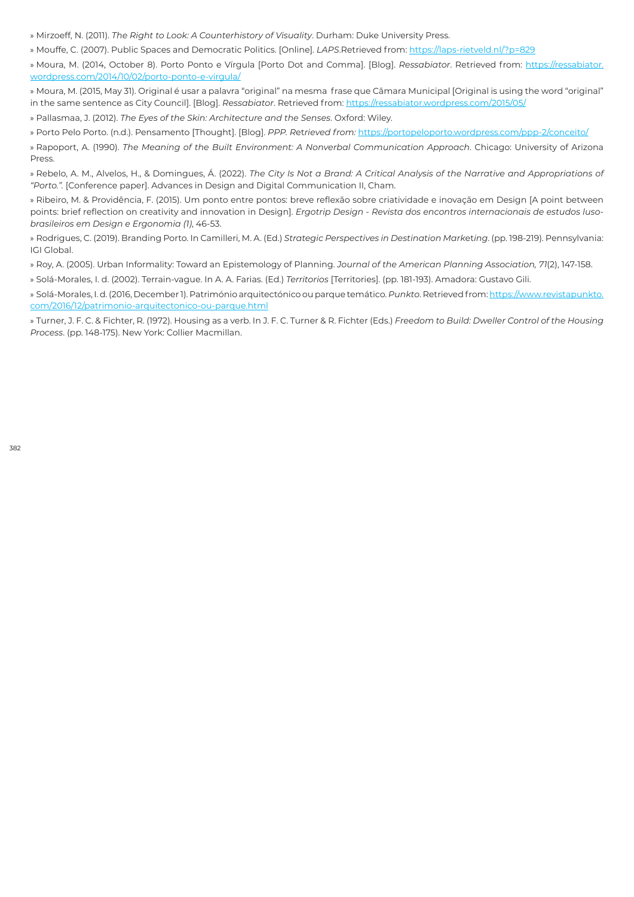» Mirzoeff, N. (2011). *The Right to Look: A Counterhistory of Visuality*. Durham: Duke University Press.

» Mouffe, C. (2007). Public Spaces and Democratic Politics. [Online]. *LAPS*.Retrieved from: https://laps-rietveld.nl/?p=829

» Moura, M. (2014, October 8). Porto Ponto e Vírgula [Porto Dot and Comma]. [Blog]. *Ressabiator*. Retrieved from: https://ressabiator.wordpress.com/2014/10/02/porto-ponto-e-virgula/

» Moura, M. (2015, May 31). Original é usar a palavra "original" na mesma frase que Câmara Municipal [Original is using the word "original" in the same sentence as City Council]. [Blog]. *Ressabiator*. Retrieved from: https://ressabiator.wordpress.com/2015/05/

» Pallasmaa, J. (2012). *The Eyes of the Skin: Architecture and the Senses*. Oxford: Wiley.

» Porto Pelo Porto. (n.d.). Pensamento [Thought]. [Blog]. *PPP. Retrieved from:* https://portopeloporto.wordpress.com/ppp-2/conceito/

» Rapoport, A. (1990). *The Meaning of the Built Environment: A Nonverbal Communication Approach*. Chicago: University of Arizona Press.

» Rebelo, A. M., Alvelos, H., & Domingues, Á. (2022). *The City Is Not a Brand: A Critical Analysis of the Narrative and Appropriations of "Porto."*. [Conference paper]. Advances in Design and Digital Communication II, Cham.

» Ribeiro, M. & Providência, F. (2015). Um ponto entre pontos: breve reflexão sobre criatividade e inovação em Design [A point between points: brief reflection on creativity and innovation in Design]. *Ergotrip Design - Revista dos encontros internacionais de estudos luso-brasileiros em Design e Ergonomia (1)*, 46-53.

» Rodrigues, C. (2019). Branding Porto. In Camilleri, M. A. (Ed.) *Strategic Perspectives in Destination Marketing*. (pp. 198-219). Pennsylvania: IGI Global.

» Roy, A. (2005). Urban Informality: Toward an Epistemology of Planning. *Journal of the American Planning Association, 71*(2), 147-158.

» Solá-Morales, I. d. (2002). Terrain-vague. In A. A. Farias. (Ed.) *Territorios* [Territories]. (pp. 181-193). Amadora: Gustavo Gili.

» Solá-Morales, I. d. (2016, December 1). Património arquitectónico ou parque temático. *Punkto*. Retrieved from: https://www.revistapunkto.com/2016/12/patrimonio-arquitectonico-ou-parque.html

» Turner, J. F. C. & Fichter, R. (1972). Housing as a verb. In J. F. C. Turner & R. Fichter (Eds.) *Freedom to Build: Dweller Control of the Housing Process*. (pp. 148-175). New York: Collier Macmillan.